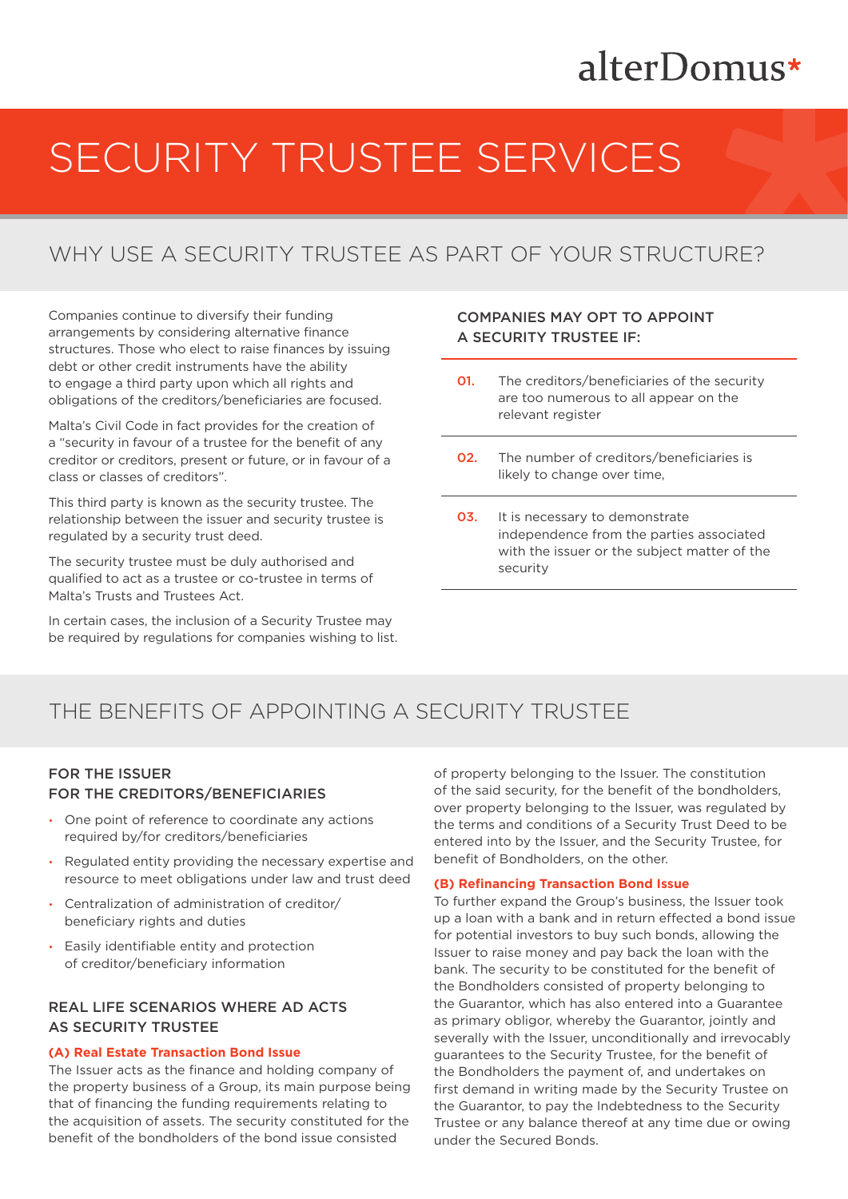alterDomus*

# SECURITY TRUSTEE SERVICES

## WHY USE A SECURITY TRUSTEE AS PART OF YOUR STRUCTURE?

Companies continue to diversify their funding arrangements by considering alternative finance structures. Those who elect to raise finances by issuing debt or other credit instruments have the ability to engage a third party upon which all rights and obligations of the creditors/beneficiaries are focused.

Malta's Civil Code in fact provides for the creation of a "security in favour of a trustee for the benefit of any creditor or creditors, present or future, or in favour of a class or classes of creditors".

This third party is known as the security trustee. The relationship between the issuer and security trustee is regulated by a security trust deed.

The security trustee must be duly authorised and qualified to act as a trustee or co-trustee in terms of Malta's Trusts and Trustees Act.

In certain cases, the inclusion of a Security Trustee may be required by regulations for companies wishing to list.

### COMPANIES MAY OPT TO APPOINT A SECURITY TRUSTEE IF:

**01.** The creditors/beneficiaries of the security are too numerous to all appear on the relevant register

**02.** The number of creditors/beneficiaries is likely to change over time,

**03.** It is necessary to demonstrate independence from the parties associated with the issuer or the subject matter of the security

## THE BENEFITS OF APPOINTING A SECURITY TRUSTEE

### FOR THE ISSUER
### FOR THE CREDITORS/BENEFICIARIES

- One point of reference to coordinate any actions required by/for creditors/beneficiaries
- Regulated entity providing the necessary expertise and resource to meet obligations under law and trust deed
- Centralization of administration of creditor/beneficiary rights and duties
- Easily identifiable entity and protection of creditor/beneficiary information

### REAL LIFE SCENARIOS WHERE AD ACTS AS SECURITY TRUSTEE

**(A) Real Estate Transaction Bond Issue**

The Issuer acts as the finance and holding company of the property business of a Group, its main purpose being that of financing the funding requirements relating to the acquisition of assets. The security constituted for the benefit of the bondholders of the bond issue consisted of property belonging to the Issuer. The constitution of the said security, for the benefit of the bondholders, over property belonging to the Issuer, was regulated by the terms and conditions of a Security Trust Deed to be entered into by the Issuer, and the Security Trustee, for benefit of Bondholders, on the other.

**(B) Refinancing Transaction Bond Issue**

To further expand the Group's business, the Issuer took up a loan with a bank and in return effected a bond issue for potential investors to buy such bonds, allowing the Issuer to raise money and pay back the loan with the bank. The security to be constituted for the benefit of the Bondholders consisted of property belonging to the Guarantor, which has also entered into a Guarantee as primary obligor, whereby the Guarantor, jointly and severally with the Issuer, unconditionally and irrevocably guarantees to the Security Trustee, for the benefit of the Bondholders the payment of, and undertakes on first demand in writing made by the Security Trustee on the Guarantor, to pay the Indebtedness to the Security Trustee or any balance thereof at any time due or owing under the Secured Bonds.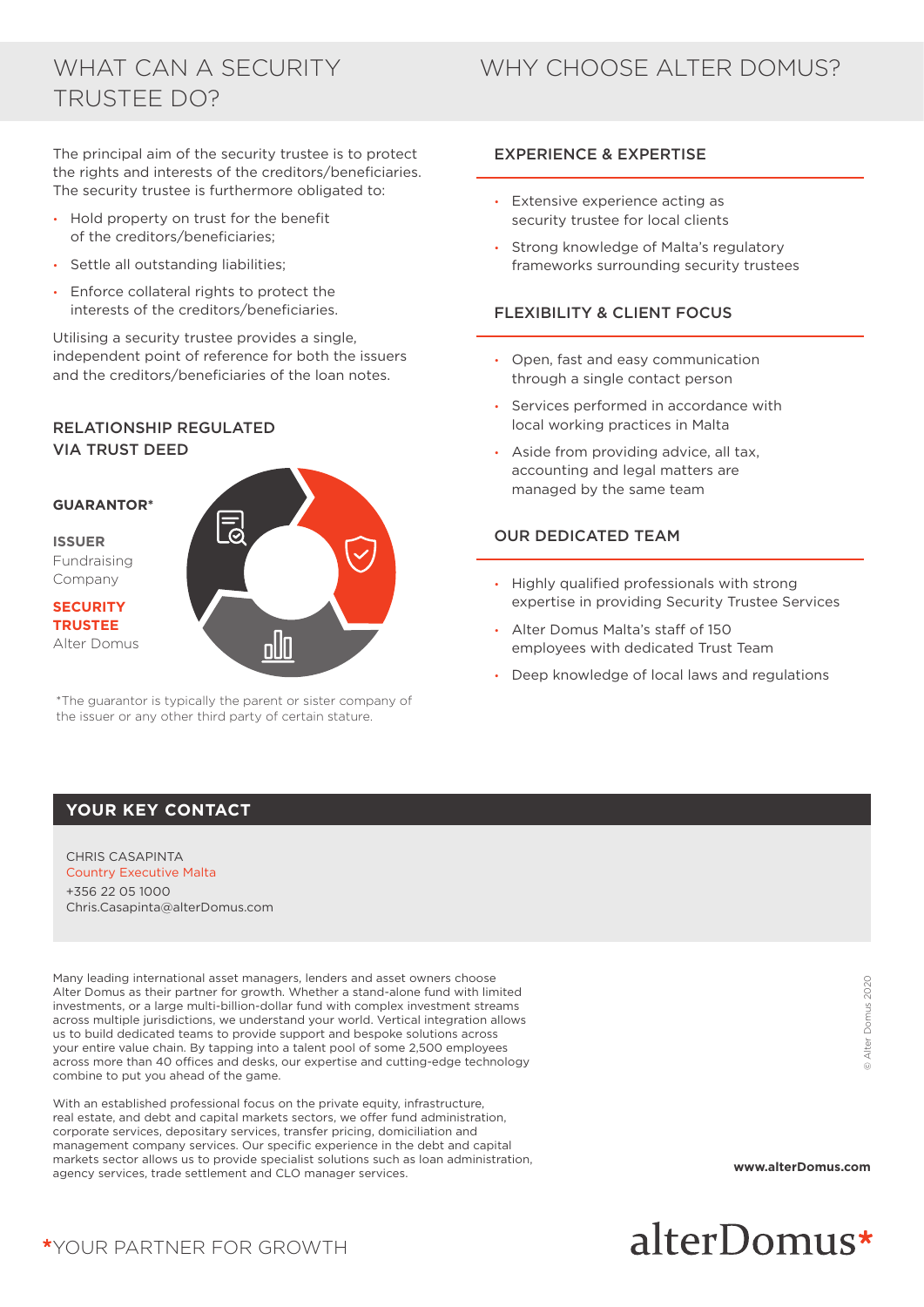## WHAT CAN A SECURITY TRUSTEE DO?

The principal aim of the security trustee is to protect the rights and interests of the creditors/beneficiaries. The security trustee is furthermore obligated to:

- Hold property on trust for the benefit of the creditors/beneficiaries;
- Settle all outstanding liabilities;
- Enforce collateral rights to protect the interests of the creditors/beneficiaries.

Utilising a security trustee provides a single, independent point of reference for both the issuers and the creditors/beneficiaries of the loan notes.

### RELATIONSHIP REGULATED VIA TRUST DEED

**GUARANTOR***

**ISSUER**
Fundraising Company

**SECURITY TRUSTEE**
Alter Domus

*The guarantor is typically the parent or sister company of the issuer or any other third party of certain stature.

## WHY CHOOSE ALTER DOMUS?

### EXPERIENCE & EXPERTISE

- Extensive experience acting as security trustee for local clients
- Strong knowledge of Malta's regulatory frameworks surrounding security trustees

### FLEXIBILITY & CLIENT FOCUS

- Open, fast and easy communication through a single contact person
- Services performed in accordance with local working practices in Malta
- Aside from providing advice, all tax, accounting and legal matters are managed by the same team

### OUR DEDICATED TEAM

- Highly qualified professionals with strong expertise in providing Security Trustee Services
- Alter Domus Malta's staff of 150 employees with dedicated Trust Team
- Deep knowledge of local laws and regulations

## YOUR KEY CONTACT

CHRIS CASAPINTA
Country Executive Malta
+356 22 05 1000
Chris.Casapinta@alterDomus.com

Many leading international asset managers, lenders and asset owners choose Alter Domus as their partner for growth. Whether a stand-alone fund with limited investments, or a large multi-billion-dollar fund with complex investment streams across multiple jurisdictions, we understand your world. Vertical integration allows us to build dedicated teams to provide support and bespoke solutions across your entire value chain. By tapping into a talent pool of some 2,500 employees across more than 40 offices and desks, our expertise and cutting-edge technology combine to put you ahead of the game.

With an established professional focus on the private equity, infrastructure, real estate, and debt and capital markets sectors, we offer fund administration, corporate services, depositary services, transfer pricing, domiciliation and management company services. Our specific experience in the debt and capital markets sector allows us to provide specialist solutions such as loan administration, agency services, trade settlement and CLO manager services.

© Alter Domus 2020

**www.alterDomus.com**

*YOUR PARTNER FOR GROWTH

alterDomus*